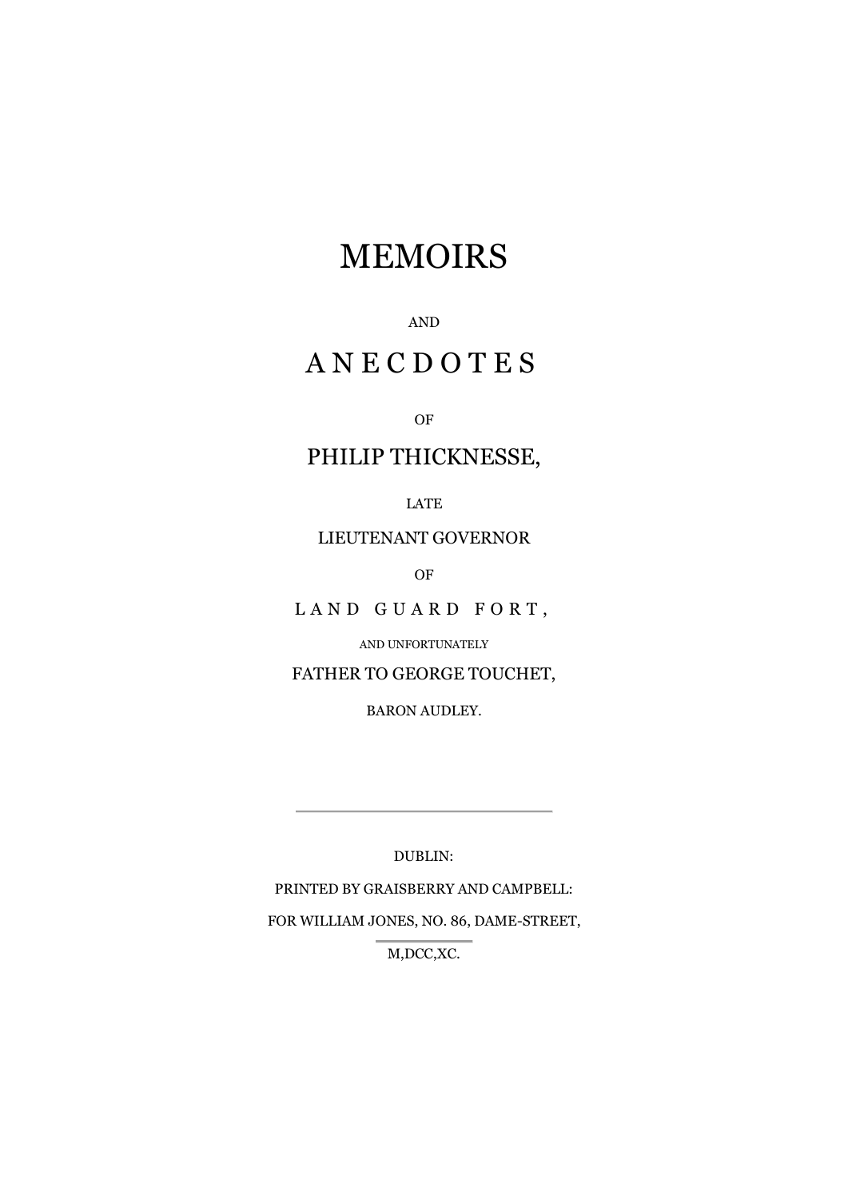# MEMOIRS

AND

# ANECDOTES

OF

## PHILIP THICKNESSE,

LATE

LIEUTENANT GOVERNOR

OF

LAND GUARD FORT,

AND UNFORTUNATELY

FATHER TO GEORGE TOUCHET,

BARON AUDLEY.

---

DUBLIN:

PRINTED BY GRAISBERRY AND CAMPBELL:

FOR WILLIAM JONES, NO. 86, DAME-STREET,

M,DCC,XC.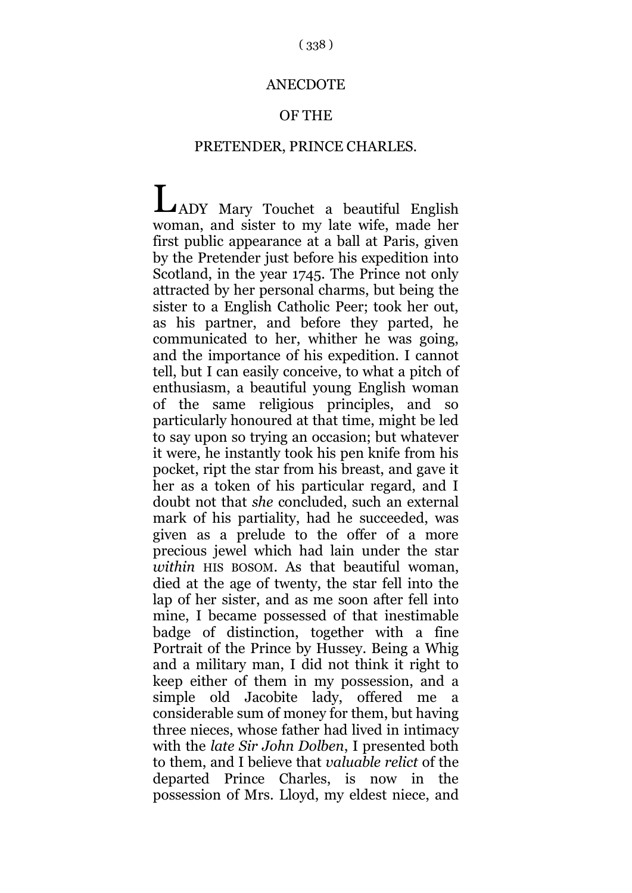# ANECDOTE

# OF THE

# PRETENDER, PRINCE CHARLES.

LADY Mary Touchet a beautiful English woman, and sister to my late wife, made her first public appearance at a ball at Paris, given by the Pretender just before his expedition into Scotland, in the year 1745. The Prince not only attracted by her personal charms, but being the sister to a English Catholic Peer; took her out, as his partner, and before they parted, he communicated to her, whither he was going, and the importance of his expedition. I cannot tell, but I can easily conceive, to what a pitch of enthusiasm, a beautiful young English woman of the same religious principles, and so particularly honoured at that time, might be led to say upon so trying an occasion; but whatever it were, he instantly took his pen knife from his pocket, ript the star from his breast, and gave it her as a token of his particular regard, and I doubt not that *she* concluded, such an external mark of his partiality, had he succeeded, was given as a prelude to the offer of a more precious jewel which had lain under the star *within* HIS BOSOM. As that beautiful woman, died at the age of twenty, the star fell into the lap of her sister, and as me soon after fell into mine, I became possessed of that inestimable badge of distinction, together with a fine Portrait of the Prince by Hussey. Being a Whig and a military man, I did not think it right to keep either of them in my possession, and a simple old Jacobite lady, offered me a considerable sum of money for them, but having three nieces, whose father had lived in intimacy with the *late Sir John Dolben*, I presented both to them, and I believe that *valuable relict* of the departed Prince Charles, is now in the possession of Mrs. Lloyd, my eldest niece, and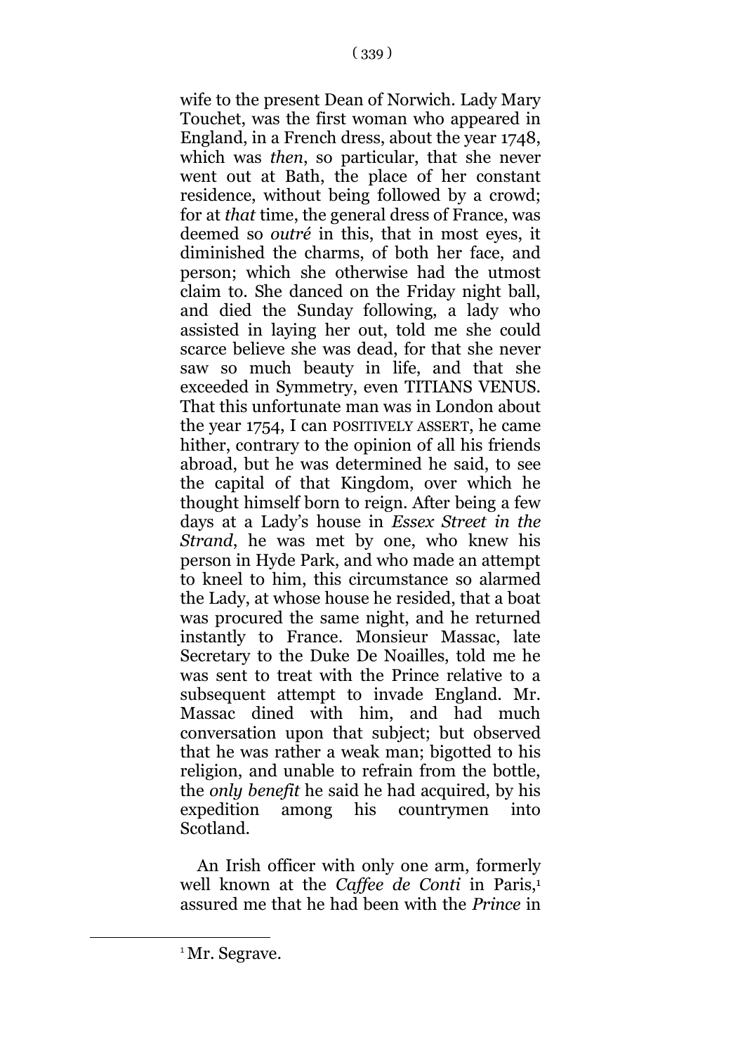wife to the present Dean of Norwich. Lady Mary Touchet, was the first woman who appeared in England, in a French dress, about the year 1748, which was *then*, so particular, that she never went out at Bath, the place of her constant residence, without being followed by a crowd; for at *that* time, the general dress of France, was deemed so *outré* in this, that in most eyes, it diminished the charms, of both her face, and person; which she otherwise had the utmost claim to. She danced on the Friday night ball, and died the Sunday following, a lady who assisted in laying her out, told me she could scarce believe she was dead, for that she never saw so much beauty in life, and that she exceeded in Symmetry, even TITIANS VENUS. That this unfortunate man was in London about the year 1754, I can POSITIVELY ASSERT, he came hither, contrary to the opinion of all his friends abroad, but he was determined he said, to see the capital of that Kingdom, over which he thought himself born to reign. After being a few days at a Lady's house in *Essex Street in the Strand*, he was met by one, who knew his person in Hyde Park, and who made an attempt to kneel to him, this circumstance so alarmed the Lady, at whose house he resided, that a boat was procured the same night, and he returned instantly to France. Monsieur Massac, late Secretary to the Duke De Noailles, told me he was sent to treat with the Prince relative to a subsequent attempt to invade England. Mr. Massac dined with him, and had much conversation upon that subject; but observed that he was rather a weak man; bigotted to his religion, and unable to refrain from the bottle, the *only benefit* he said he had acquired, by his expedition among his countrymen into Scotland.

An Irish officer with only one arm, formerly well known at the *Caffee de Conti* in Paris,[1] assured me that he had been with the *Prince* in

[1] Mr. Segrave.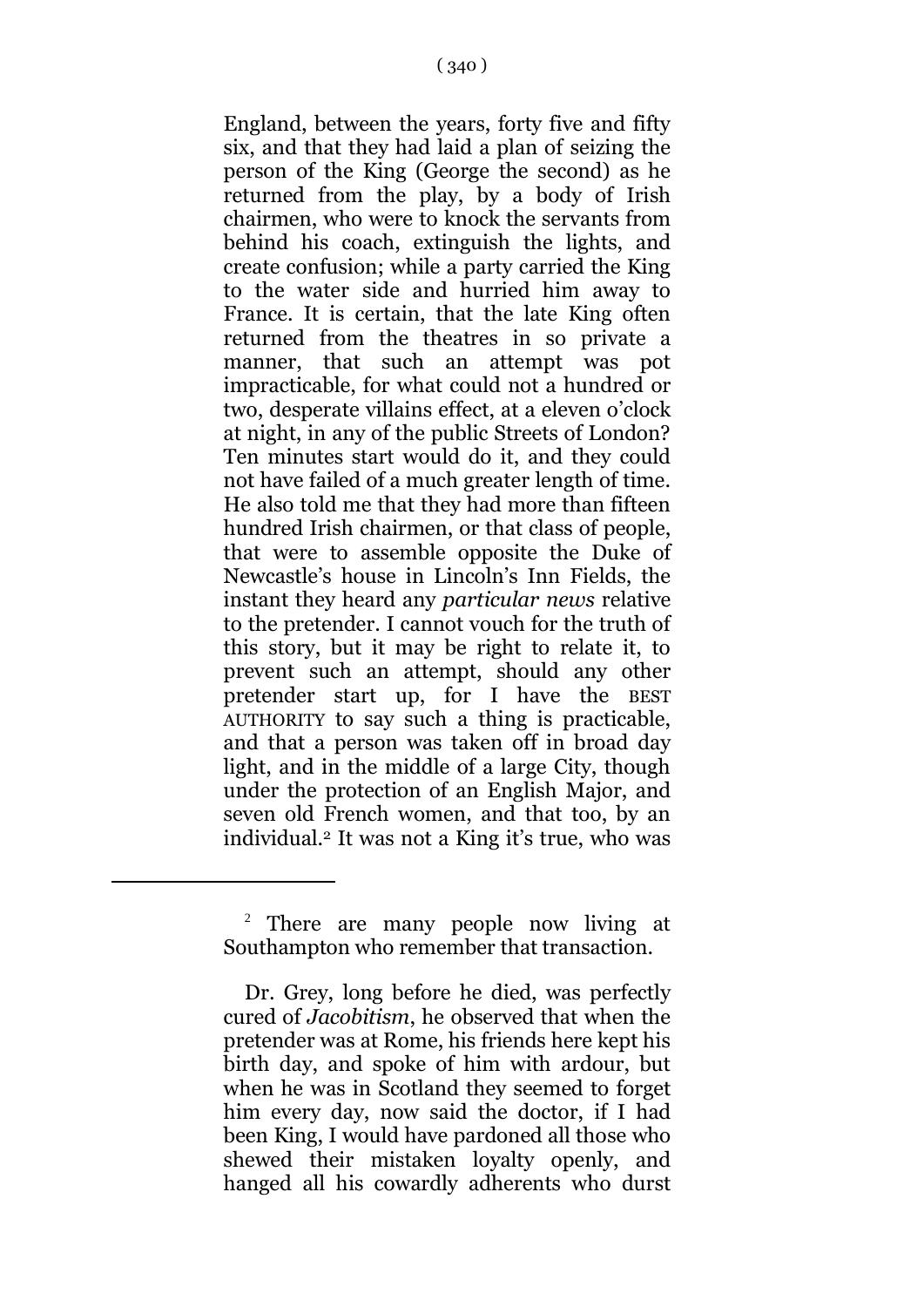England, between the years, forty five and fifty six, and that they had laid a plan of seizing the person of the King (George the second) as he returned from the play, by a body of Irish chairmen, who were to knock the servants from behind his coach, extinguish the lights, and create confusion; while a party carried the King to the water side and hurried him away to France. It is certain, that the late King often returned from the theatres in so private a manner, that such an attempt was pot impracticable, for what could not a hundred or two, desperate villains effect, at a eleven o'clock at night, in any of the public Streets of London? Ten minutes start would do it, and they could not have failed of a much greater length of time. He also told me that they had more than fifteen hundred Irish chairmen, or that class of people, that were to assemble opposite the Duke of Newcastle's house in Lincoln's Inn Fields, the instant they heard any *particular news* relative to the pretender. I cannot vouch for the truth of this story, but it may be right to relate it, to prevent such an attempt, should any other pretender start up, for I have the BEST AUTHORITY to say such a thing is practicable, and that a person was taken off in broad day light, and in the middle of a large City, though under the protection of an English Major, and seven old French women, and that too, by an individual.[2] It was not a King it's true, who was

---

[2] There are many people now living at Southampton who remember that transaction.

Dr. Grey, long before he died, was perfectly cured of *Jacobitism*, he observed that when the pretender was at Rome, his friends here kept his birth day, and spoke of him with ardour, but when he was in Scotland they seemed to forget him every day, now said the doctor, if I had been King, I would have pardoned all those who shewed their mistaken loyalty openly, and hanged all his cowardly adherents who durst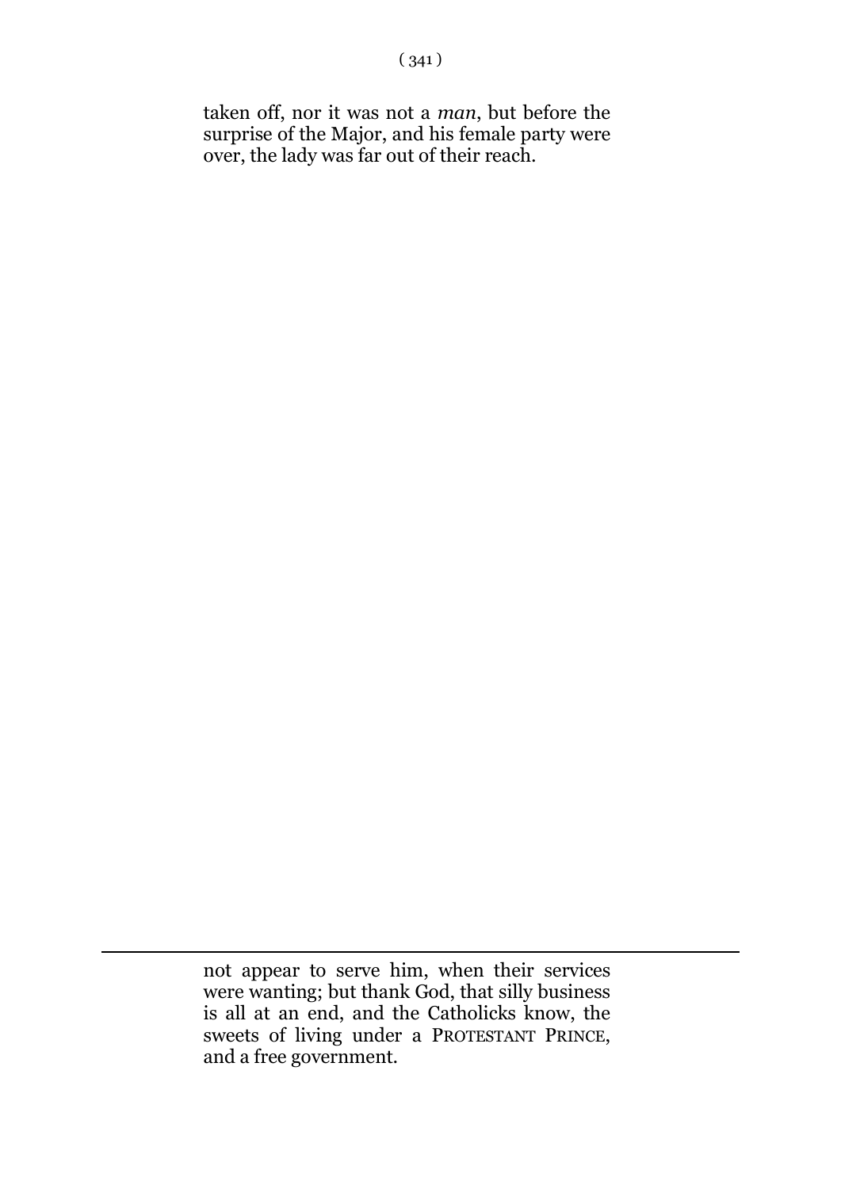taken off, nor it was not a *man*, but before the surprise of the Major, and his female party were over, the lady was far out of their reach.

---

not appear to serve him, when their services were wanting; but thank God, that silly business is all at an end, and the Catholicks know, the sweets of living under a PROTESTANT PRINCE, and a free government.